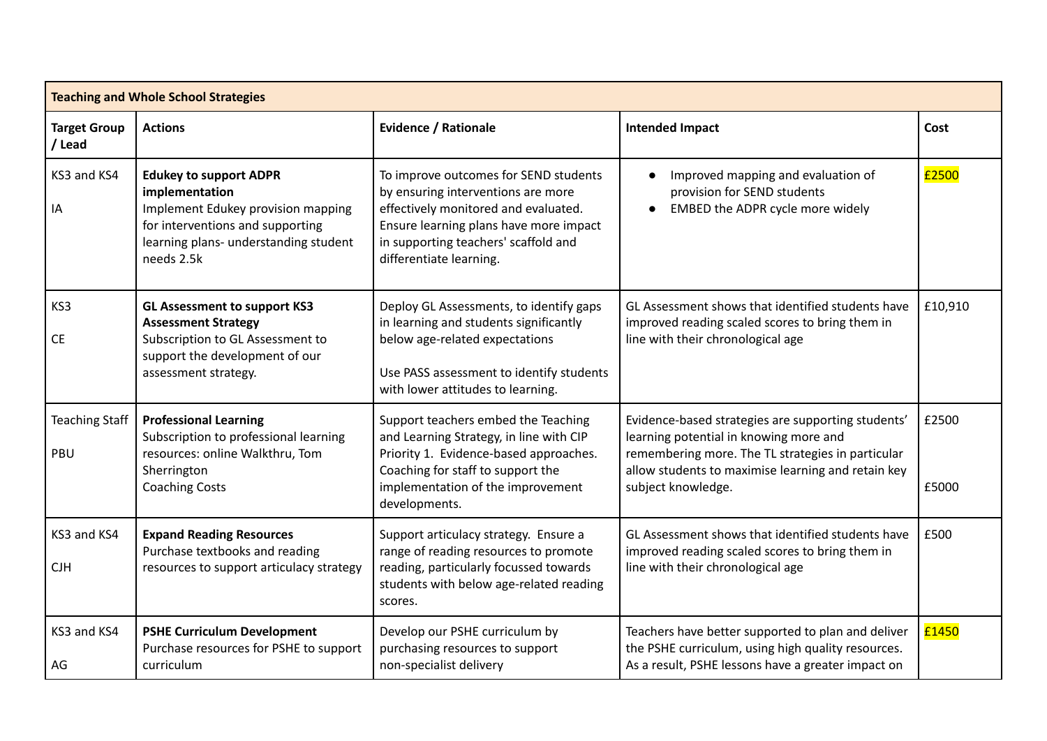| Teaching and Whole School Strategies | | | | |
|---|---|---|---|---|
| **Target Group / Lead** | **Actions** | **Evidence / Rationale** | **Intended Impact** | **Cost** |
| KS3 and KS4<br><br>IA | **Edukey to support ADPR implementation**<br>Implement Edukey provision mapping for interventions and supporting learning plans- understanding student needs 2.5k | To improve outcomes for SEND students by ensuring interventions are more effectively monitored and evaluated. Ensure learning plans have more impact in supporting teachers' scaffold and differentiate learning. | • Improved mapping and evaluation of provision for SEND students<br>• EMBED the ADPR cycle more widely | £2500 |
| KS3<br><br>CE | **GL Assessment to support KS3 Assessment Strategy**<br>Subscription to GL Assessment to support the development of our assessment strategy. | Deploy GL Assessments, to identify gaps in learning and students significantly below age-related expectations<br><br>Use PASS assessment to identify students with lower attitudes to learning. | GL Assessment shows that identified students have improved reading scaled scores to bring them in line with their chronological age | £10,910 |
| Teaching Staff<br><br>PBU | **Professional Learning**<br>Subscription to professional learning resources: online Walkthru, Tom Sherrington<br>Coaching Costs | Support teachers embed the Teaching and Learning Strategy, in line with CIP Priority 1. Evidence-based approaches. Coaching for staff to support the implementation of the improvement developments. | Evidence-based strategies are supporting students' learning potential in knowing more and remembering more. The TL strategies in particular allow students to maximise learning and retain key subject knowledge. | £2500<br><br><br>£5000 |
| KS3 and KS4<br><br>CJH | **Expand Reading Resources**<br>Purchase textbooks and reading resources to support articulacy strategy | Support articulacy strategy. Ensure a range of reading resources to promote reading, particularly focussed towards students with below age-related reading scores. | GL Assessment shows that identified students have improved reading scaled scores to bring them in line with their chronological age | £500 |
| KS3 and KS4<br><br>AG | **PSHE Curriculum Development**<br>Purchase resources for PSHE to support curriculum | Develop our PSHE curriculum by purchasing resources to support non-specialist delivery | Teachers have better supported to plan and deliver the PSHE curriculum, using high quality resources. As a result, PSHE lessons have a greater impact on | £1450 |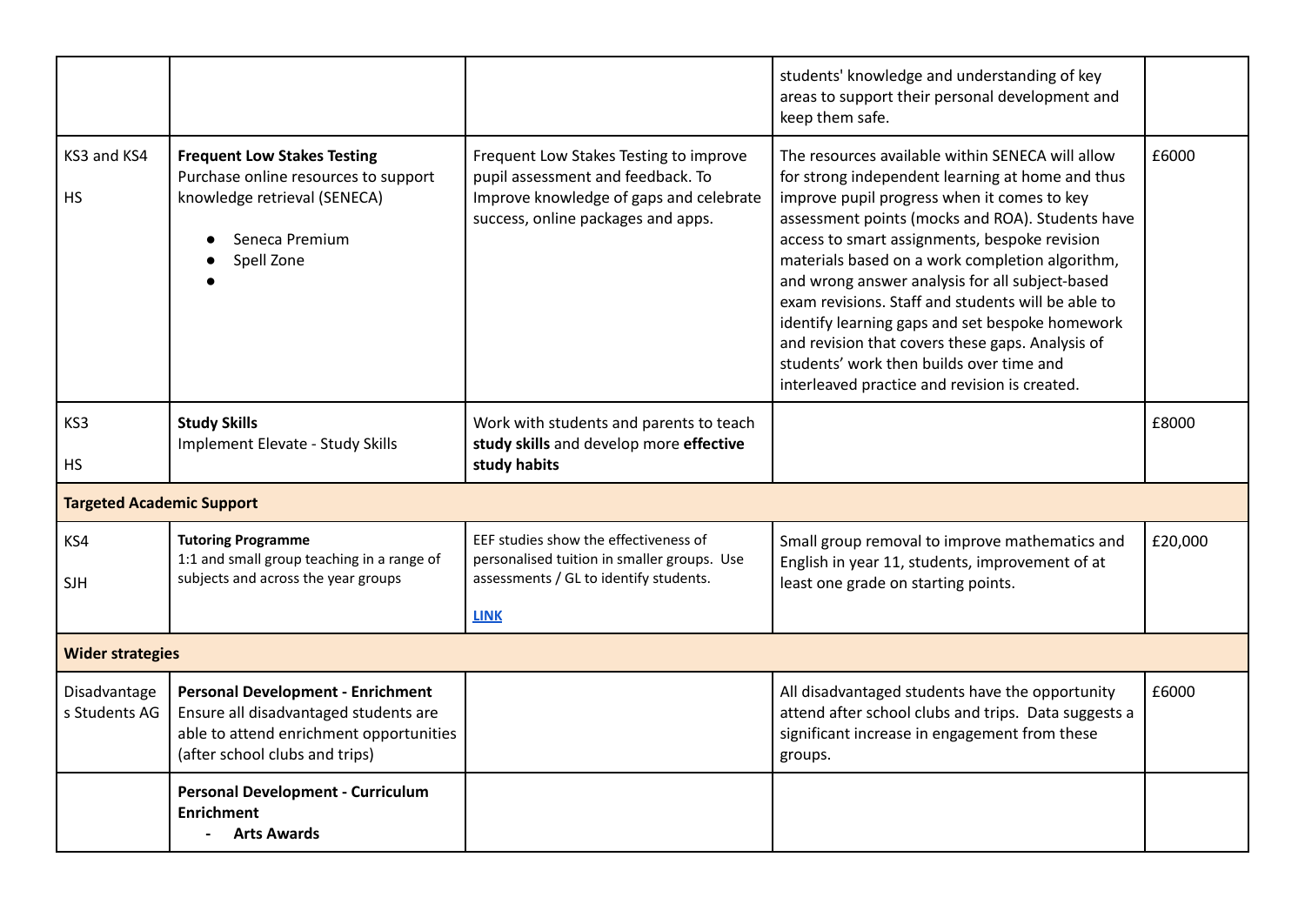| | | | | |
|---|---|---|---|---|
| | | | students' knowledge and understanding of key areas to support their personal development and keep them safe. | |
| KS3 and KS4<br><br>HS | **Frequent Low Stakes Testing**<br>Purchase online resources to support knowledge retrieval (SENECA)<br><br>● Seneca Premium<br>● Spell Zone<br>● | Frequent Low Stakes Testing to improve pupil assessment and feedback. To Improve knowledge of gaps and celebrate success, online packages and apps. | The resources available within SENECA will allow for strong independent learning at home and thus improve pupil progress when it comes to key assessment points (mocks and ROA). Students have access to smart assignments, bespoke revision materials based on a work completion algorithm, and wrong answer analysis for all subject-based exam revisions. Staff and students will be able to identify learning gaps and set bespoke homework and revision that covers these gaps. Analysis of students' work then builds over time and interleaved practice and revision is created. | £6000 |
| KS3<br><br>HS | **Study Skills**<br>Implement Elevate - Study Skills | Work with students and parents to teach **study skills** and develop more **effective study habits** | | £8000 |
| **Targeted Academic Support** | | | | |
| KS4<br><br>SJH | **Tutoring Programme**<br>1:1 and small group teaching in a range of subjects and across the year groups | EEF studies show the effectiveness of personalised tuition in smaller groups. Use assessments / GL to identify students.<br><br>**LINK** | Small group removal to improve mathematics and English in year 11, students, improvement of at least one grade on starting points. | £20,000 |
| **Wider strategies** | | | | |
| Disadvantages Students AG | **Personal Development - Enrichment**<br>Ensure all disadvantaged students are able to attend enrichment opportunities (after school clubs and trips) | | All disadvantaged students have the opportunity attend after school clubs and trips. Data suggests a significant increase in engagement from these groups. | £6000 |
| | **Personal Development - Curriculum Enrichment**<br>- **Arts Awards** | | | |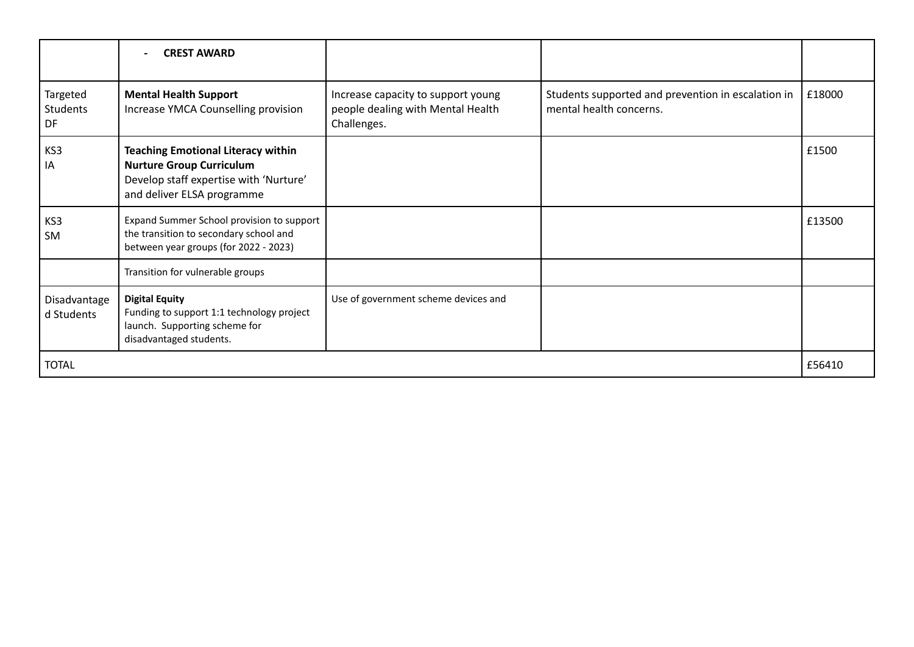| | | | | |
|---|---|---|---|---|
| | - **CREST AWARD** | | | |
| Targeted Students DF | **Mental Health Support** Increase YMCA Counselling provision | Increase capacity to support young people dealing with Mental Health Challenges. | Students supported and prevention in escalation in mental health concerns. | £18000 |
| KS3 IA | **Teaching Emotional Literacy within Nurture Group Curriculum** Develop staff expertise with 'Nurture' and deliver ELSA programme | | | £1500 |
| KS3 SM | Expand Summer School provision to support the transition to secondary school and between year groups (for 2022 - 2023) | | | £13500 |
| | Transition for vulnerable groups | | | |
| Disadvantaged Students | **Digital Equity** Funding to support 1:1 technology project launch. Supporting scheme for disadvantaged students. | Use of government scheme devices and | | |
| TOTAL | | | | £56410 |